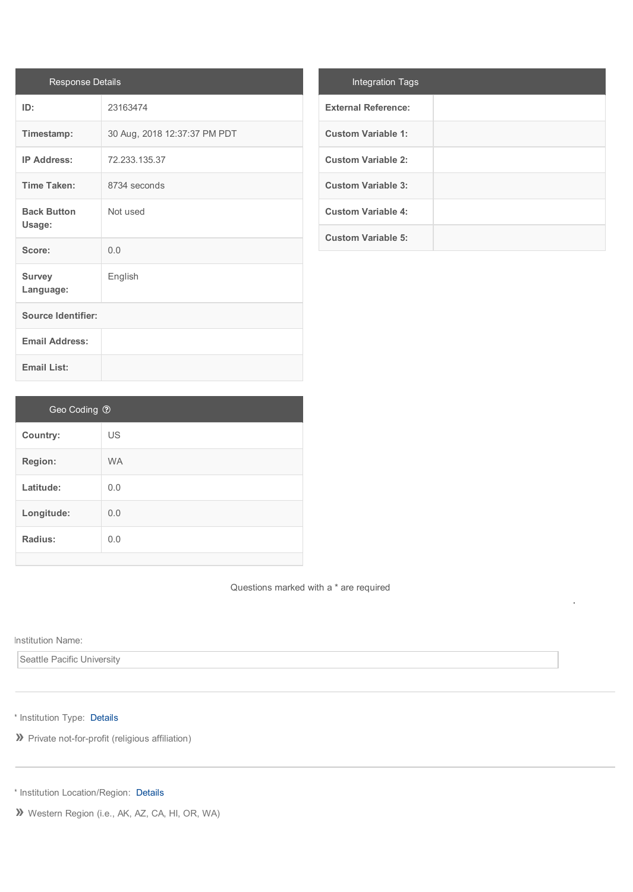| Response Details | |
|---|---|
| ID: | 23163474 |
| Timestamp: | 30 Aug, 2018 12:37:37 PM PDT |
| IP Address: | 72.233.135.37 |
| Time Taken: | 8734 seconds |
| Back Button Usage: | Not used |
| Score: | 0.0 |
| Survey Language: | English |
| Source Identifier: | |
| Email Address: | |
| Email List: | |

| Integration Tags | |
|---|---|
| External Reference: | |
| Custom Variable 1: | |
| Custom Variable 2: | |
| Custom Variable 3: | |
| Custom Variable 4: | |
| Custom Variable 5: | |

| Geo Coding | |
|---|---|
| Country: | US |
| Region: | WA |
| Latitude: | 0.0 |
| Longitude: | 0.0 |
| Radius: | 0.0 |

Questions marked with a * are required

Institution Name:

Seattle Pacific University

---

* Institution Type: Details

» Private not-for-profit (religious affiliation)

---

* Institution Location/Region: Details

» Western Region (i.e., AK, AZ, CA, HI, OR, WA)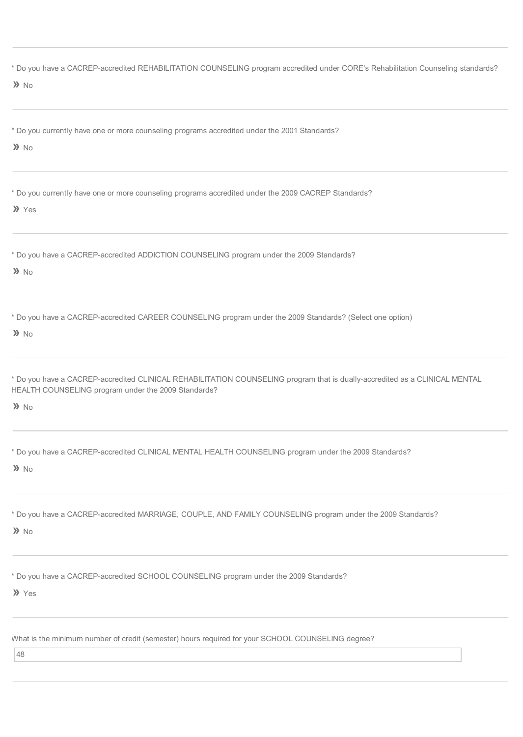* Do you have a CACREP-accredited REHABILITATION COUNSELING program accredited under CORE's Rehabilitation Counseling standards?

» No

---

* Do you currently have one or more counseling programs accredited under the 2001 Standards?

» No

---

* Do you currently have one or more counseling programs accredited under the 2009 CACREP Standards?

» Yes

---

* Do you have a CACREP-accredited ADDICTION COUNSELING program under the 2009 Standards?

» No

---

* Do you have a CACREP-accredited CAREER COUNSELING program under the 2009 Standards? (Select one option)

» No

---

* Do you have a CACREP-accredited CLINICAL REHABILITATION COUNSELING program that is dually-accredited as a CLINICAL MENTAL HEALTH COUNSELING program under the 2009 Standards?

» No

---

* Do you have a CACREP-accredited CLINICAL MENTAL HEALTH COUNSELING program under the 2009 Standards?

» No

---

* Do you have a CACREP-accredited MARRIAGE, COUPLE, AND FAMILY COUNSELING program under the 2009 Standards?

» No

---

* Do you have a CACREP-accredited SCHOOL COUNSELING program under the 2009 Standards?

» Yes

---

What is the minimum number of credit (semester) hours required for your SCHOOL COUNSELING degree?

48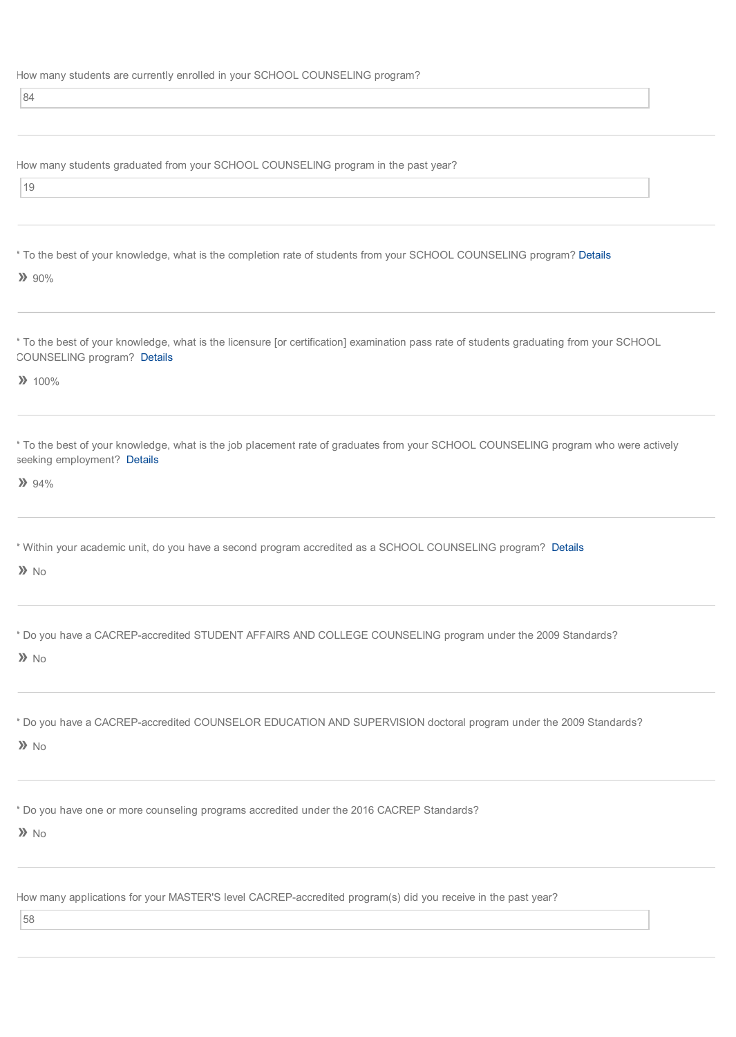How many students are currently enrolled in your SCHOOL COUNSELING program?

84

---

How many students graduated from your SCHOOL COUNSELING program in the past year?

19

---

* To the best of your knowledge, what is the completion rate of students from your SCHOOL COUNSELING program? Details

» 90%

---

* To the best of your knowledge, what is the licensure [or certification] examination pass rate of students graduating from your SCHOOL COUNSELING program? Details

» 100%

---

* To the best of your knowledge, what is the job placement rate of graduates from your SCHOOL COUNSELING program who were actively seeking employment? Details

» 94%

---

* Within your academic unit, do you have a second program accredited as a SCHOOL COUNSELING program? Details

» No

---

* Do you have a CACREP-accredited STUDENT AFFAIRS AND COLLEGE COUNSELING program under the 2009 Standards?

» No

---

* Do you have a CACREP-accredited COUNSELOR EDUCATION AND SUPERVISION doctoral program under the 2009 Standards?

» No

---

* Do you have one or more counseling programs accredited under the 2016 CACREP Standards?

» No

---

How many applications for your MASTER'S level CACREP-accredited program(s) did you receive in the past year?

58

---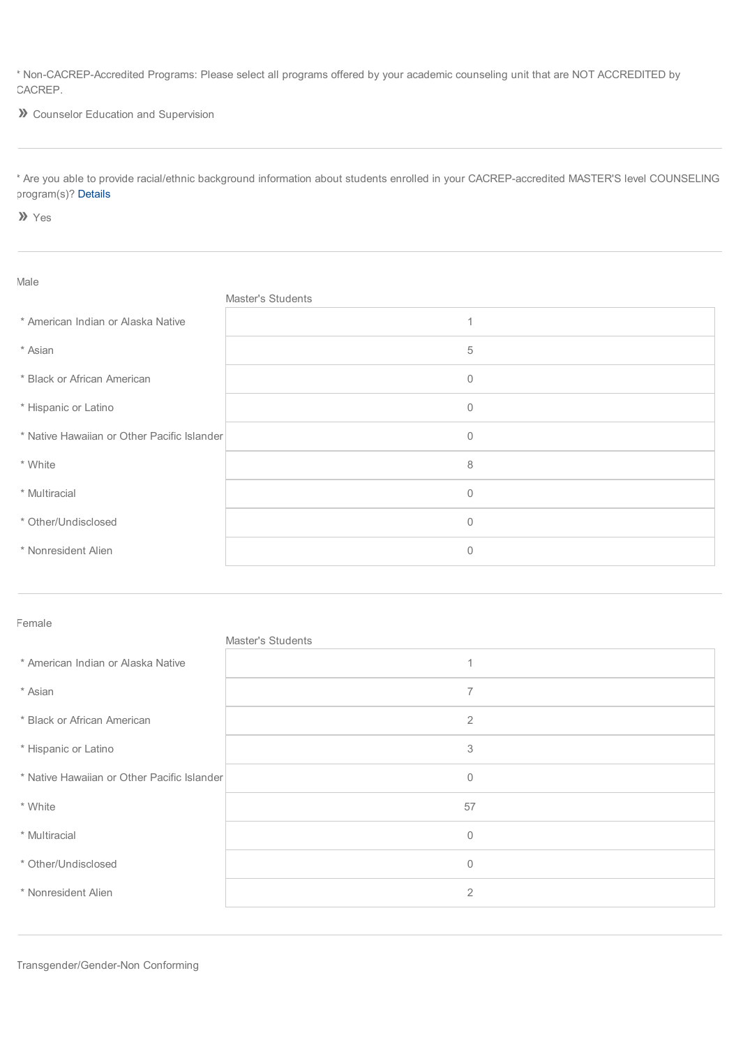* Non-CACREP-Accredited Programs: Please select all programs offered by your academic counseling unit that are NOT ACCREDITED by CACREP.

» Counselor Education and Supervision

---

* Are you able to provide racial/ethnic background information about students enrolled in your CACREP-accredited MASTER'S level COUNSELING program(s)? Details

» Yes

---

Male

| | Master's Students |
|---|---|
| * American Indian or Alaska Native | 1 |
| * Asian | 5 |
| * Black or African American | 0 |
| * Hispanic or Latino | 0 |
| * Native Hawaiian or Other Pacific Islander | 0 |
| * White | 8 |
| * Multiracial | 0 |
| * Other/Undisclosed | 0 |
| * Nonresident Alien | 0 |

---

Female

| | Master's Students |
|---|---|
| * American Indian or Alaska Native | 1 |
| * Asian | 7 |
| * Black or African American | 2 |
| * Hispanic or Latino | 3 |
| * Native Hawaiian or Other Pacific Islander | 0 |
| * White | 57 |
| * Multiracial | 0 |
| * Other/Undisclosed | 0 |
| * Nonresident Alien | 2 |

---

Transgender/Gender-Non Conforming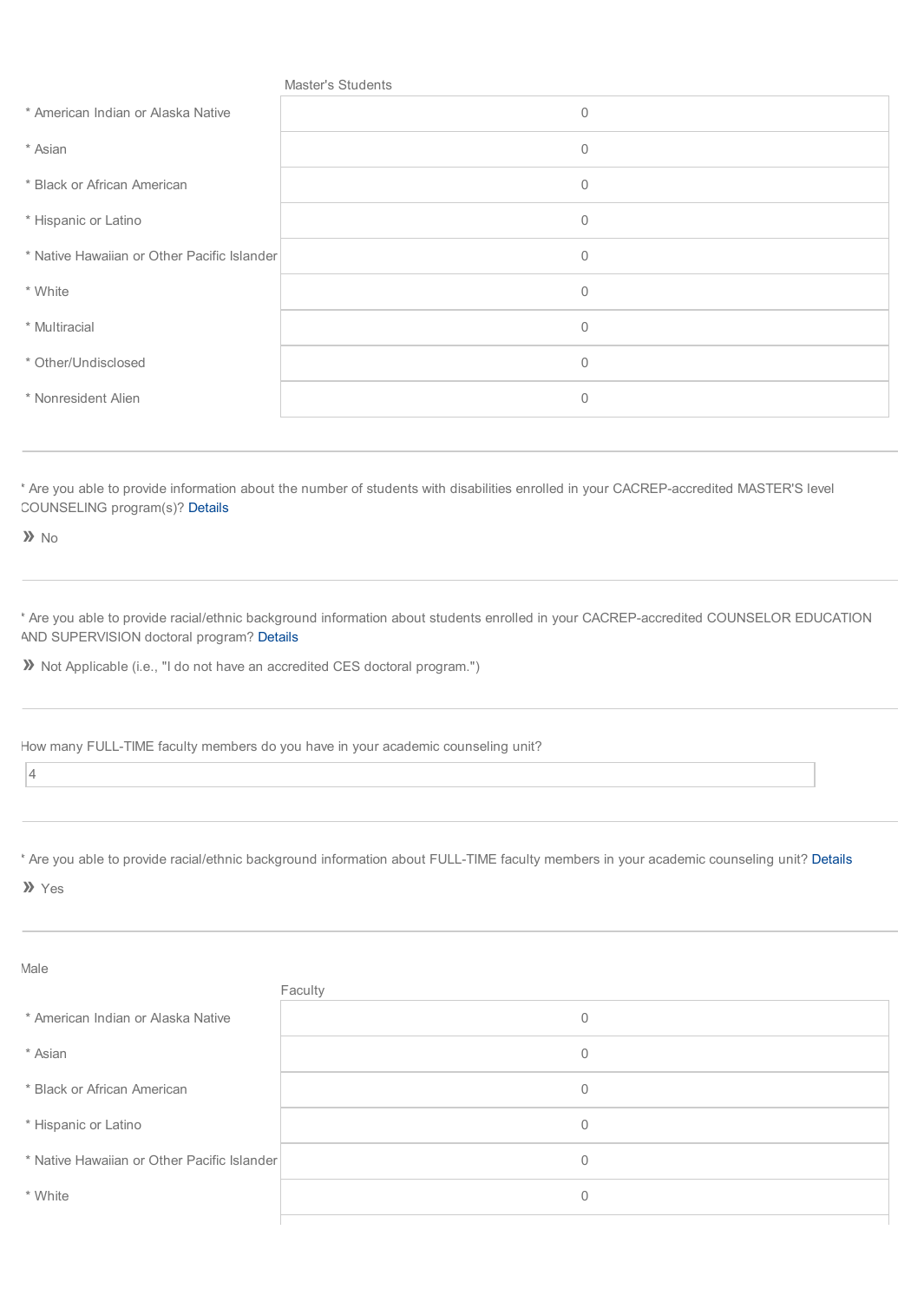| | Master's Students |
|---|---|
| * American Indian or Alaska Native | 0 |
| * Asian | 0 |
| * Black or African American | 0 |
| * Hispanic or Latino | 0 |
| * Native Hawaiian or Other Pacific Islander | 0 |
| * White | 0 |
| * Multiracial | 0 |
| * Other/Undisclosed | 0 |
| * Nonresident Alien | 0 |

---

* Are you able to provide information about the number of students with disabilities enrolled in your CACREP-accredited MASTER'S level COUNSELING program(s)? Details

» No

---

* Are you able to provide racial/ethnic background information about students enrolled in your CACREP-accredited COUNSELOR EDUCATION AND SUPERVISION doctoral program? Details

» Not Applicable (i.e., "I do not have an accredited CES doctoral program.")

---

How many FULL-TIME faculty members do you have in your academic counseling unit?

4

---

* Are you able to provide racial/ethnic background information about FULL-TIME faculty members in your academic counseling unit? Details

» Yes

---

Male

| | Faculty |
|---|---|
| * American Indian or Alaska Native | 0 |
| * Asian | 0 |
| * Black or African American | 0 |
| * Hispanic or Latino | 0 |
| * Native Hawaiian or Other Pacific Islander | 0 |
| * White | 0 |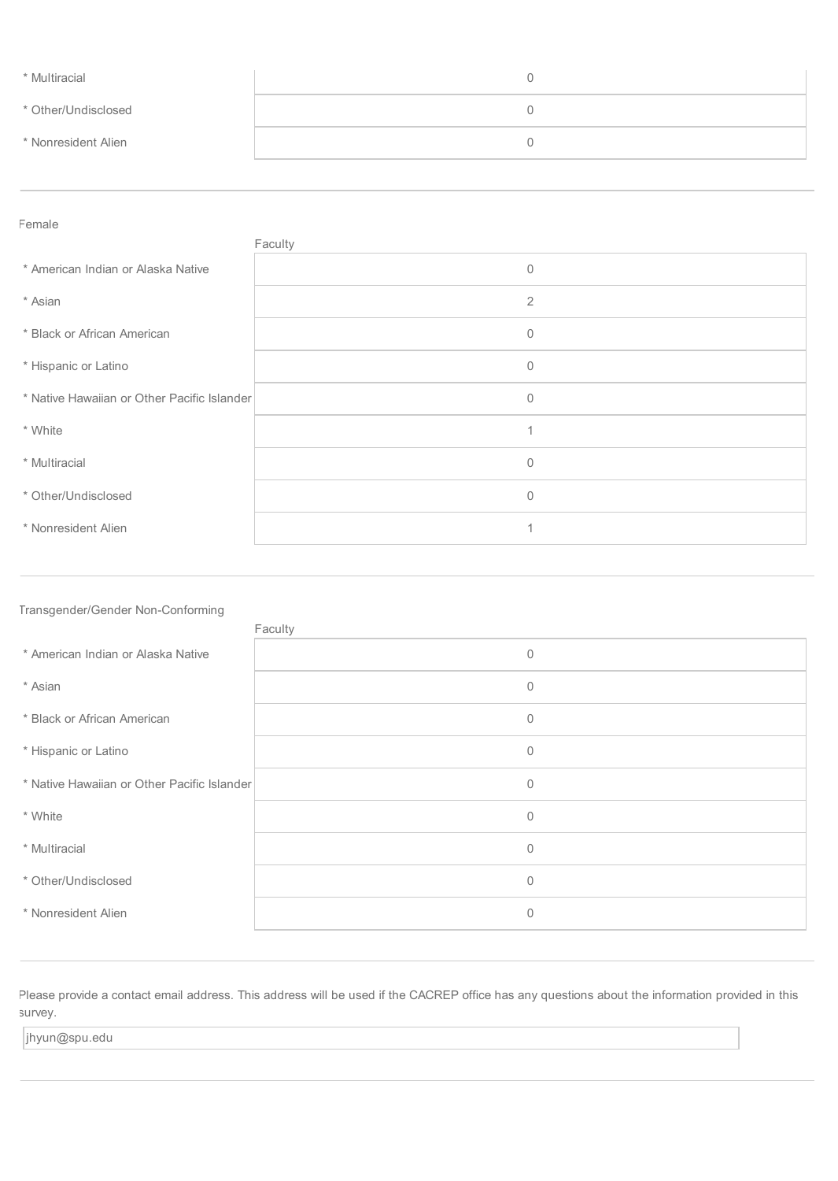| | |
|---|---|
| * Multiracial | 0 |
| * Other/Undisclosed | 0 |
| * Nonresident Alien | 0 |

Female

| | Faculty |
|---|---|
| * American Indian or Alaska Native | 0 |
| * Asian | 2 |
| * Black or African American | 0 |
| * Hispanic or Latino | 0 |
| * Native Hawaiian or Other Pacific Islander | 0 |
| * White | 1 |
| * Multiracial | 0 |
| * Other/Undisclosed | 0 |
| * Nonresident Alien | 1 |

Transgender/Gender Non-Conforming

| | Faculty |
|---|---|
| * American Indian or Alaska Native | 0 |
| * Asian | 0 |
| * Black or African American | 0 |
| * Hispanic or Latino | 0 |
| * Native Hawaiian or Other Pacific Islander | 0 |
| * White | 0 |
| * Multiracial | 0 |
| * Other/Undisclosed | 0 |
| * Nonresident Alien | 0 |

Please provide a contact email address. This address will be used if the CACREP office has any questions about the information provided in this survey.

jhyun@spu.edu